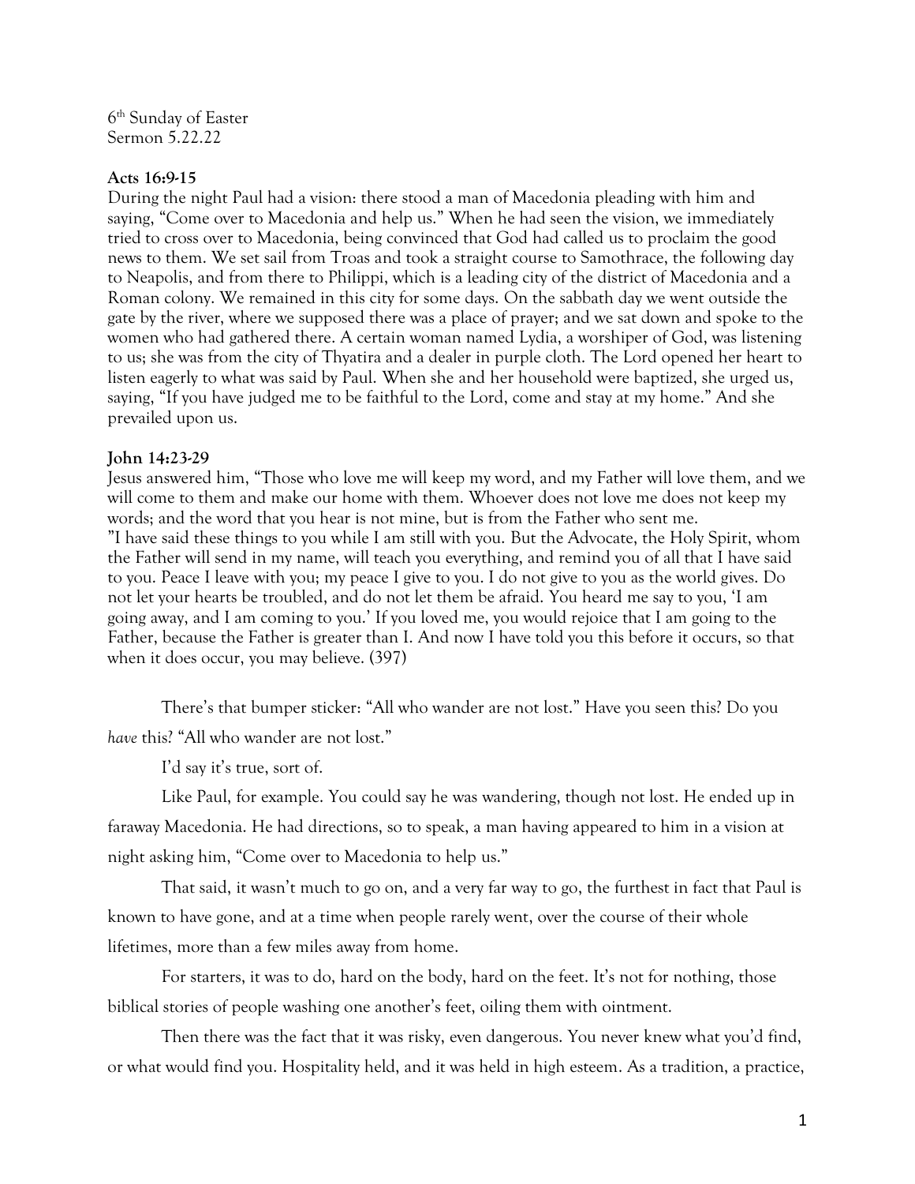6th Sunday of Easter
Sermon 5.22.22

**Acts 16:9-15**
During the night Paul had a vision: there stood a man of Macedonia pleading with him and saying, "Come over to Macedonia and help us." When he had seen the vision, we immediately tried to cross over to Macedonia, being convinced that God had called us to proclaim the good news to them. We set sail from Troas and took a straight course to Samothrace, the following day to Neapolis, and from there to Philippi, which is a leading city of the district of Macedonia and a Roman colony. We remained in this city for some days. On the sabbath day we went outside the gate by the river, where we supposed there was a place of prayer; and we sat down and spoke to the women who had gathered there. A certain woman named Lydia, a worshiper of God, was listening to us; she was from the city of Thyatira and a dealer in purple cloth. The Lord opened her heart to listen eagerly to what was said by Paul. When she and her household were baptized, she urged us, saying, "If you have judged me to be faithful to the Lord, come and stay at my home." And she prevailed upon us.

**John 14:23-29**
Jesus answered him, "Those who love me will keep my word, and my Father will love them, and we will come to them and make our home with them. Whoever does not love me does not keep my words; and the word that you hear is not mine, but is from the Father who sent me.
"I have said these things to you while I am still with you. But the Advocate, the Holy Spirit, whom the Father will send in my name, will teach you everything, and remind you of all that I have said to you. Peace I leave with you; my peace I give to you. I do not give to you as the world gives. Do not let your hearts be troubled, and do not let them be afraid. You heard me say to you, 'I am going away, and I am coming to you.' If you loved me, you would rejoice that I am going to the Father, because the Father is greater than I. And now I have told you this before it occurs, so that when it does occur, you may believe. (397)

There's that bumper sticker: "All who wander are not lost." Have you seen this? Do you *have* this? "All who wander are not lost."

I'd say it's true, sort of.

Like Paul, for example. You could say he was wandering, though not lost. He ended up in faraway Macedonia. He had directions, so to speak, a man having appeared to him in a vision at night asking him, "Come over to Macedonia to help us."

That said, it wasn't much to go on, and a very far way to go, the furthest in fact that Paul is known to have gone, and at a time when people rarely went, over the course of their whole lifetimes, more than a few miles away from home.

For starters, it was to do, hard on the body, hard on the feet. It's not for nothing, those biblical stories of people washing one another's feet, oiling them with ointment.

Then there was the fact that it was risky, even dangerous. You never knew what you'd find, or what would find you. Hospitality held, and it was held in high esteem. As a tradition, a practice,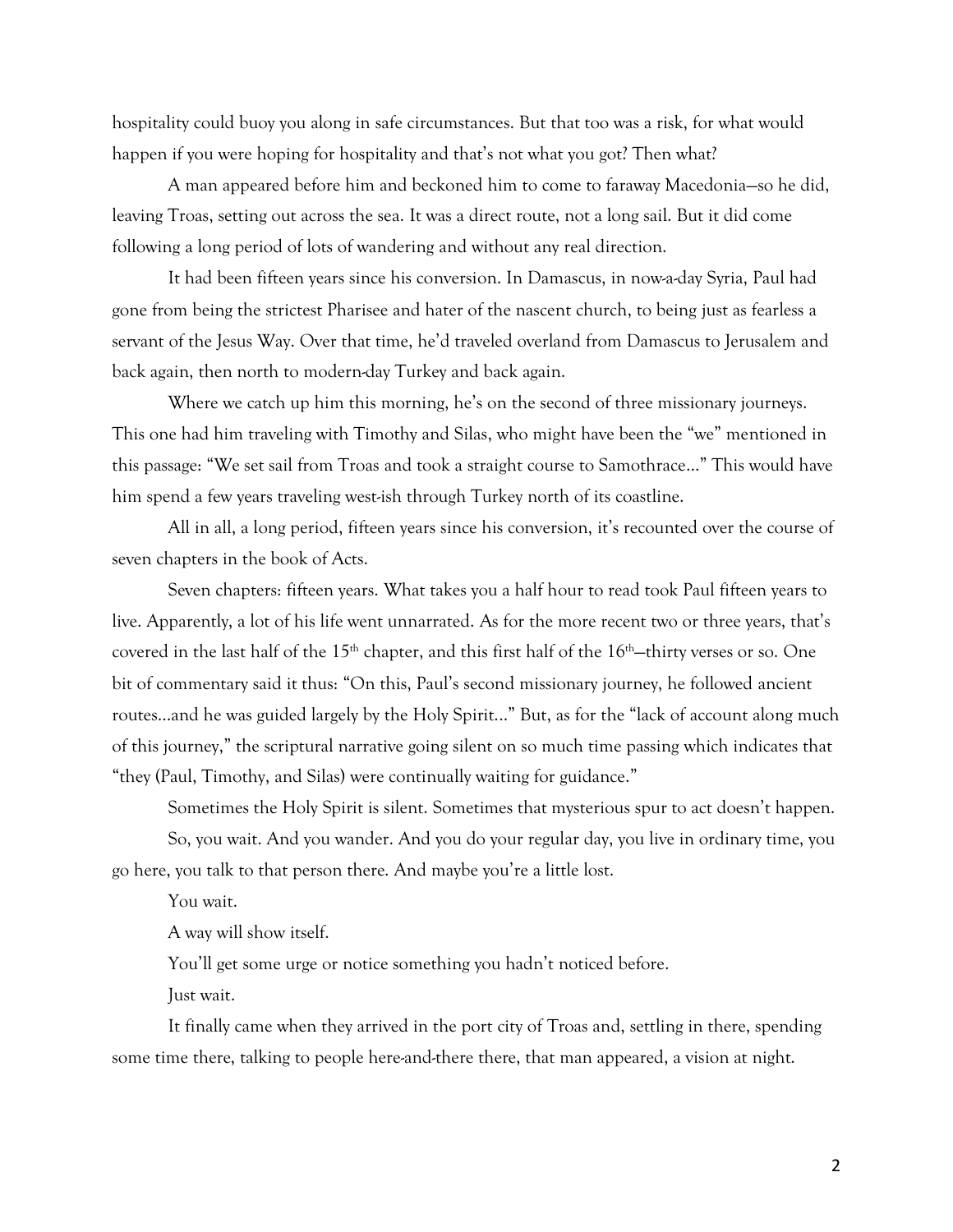hospitality could buoy you along in safe circumstances. But that too was a risk, for what would happen if you were hoping for hospitality and that's not what you got? Then what?

A man appeared before him and beckoned him to come to faraway Macedonia—so he did, leaving Troas, setting out across the sea. It was a direct route, not a long sail. But it did come following a long period of lots of wandering and without any real direction.

It had been fifteen years since his conversion. In Damascus, in now-a-day Syria, Paul had gone from being the strictest Pharisee and hater of the nascent church, to being just as fearless a servant of the Jesus Way. Over that time, he'd traveled overland from Damascus to Jerusalem and back again, then north to modern-day Turkey and back again.

Where we catch up him this morning, he's on the second of three missionary journeys. This one had him traveling with Timothy and Silas, who might have been the "we" mentioned in this passage: "We set sail from Troas and took a straight course to Samothrace…" This would have him spend a few years traveling west-ish through Turkey north of its coastline.

All in all, a long period, fifteen years since his conversion, it's recounted over the course of seven chapters in the book of Acts.

Seven chapters: fifteen years. What takes you a half hour to read took Paul fifteen years to live. Apparently, a lot of his life went unnarrated. As for the more recent two or three years, that's covered in the last half of the 15th chapter, and this first half of the 16th—thirty verses or so. One bit of commentary said it thus: "On this, Paul's second missionary journey, he followed ancient routes…and he was guided largely by the Holy Spirit…" But, as for the "lack of account along much of this journey," the scriptural narrative going silent on so much time passing which indicates that "they (Paul, Timothy, and Silas) were continually waiting for guidance."

Sometimes the Holy Spirit is silent. Sometimes that mysterious spur to act doesn't happen.

So, you wait. And you wander. And you do your regular day, you live in ordinary time, you go here, you talk to that person there. And maybe you're a little lost.

You wait.

A way will show itself.

You'll get some urge or notice something you hadn't noticed before.

Just wait.

It finally came when they arrived in the port city of Troas and, settling in there, spending some time there, talking to people here-and-there there, that man appeared, a vision at night.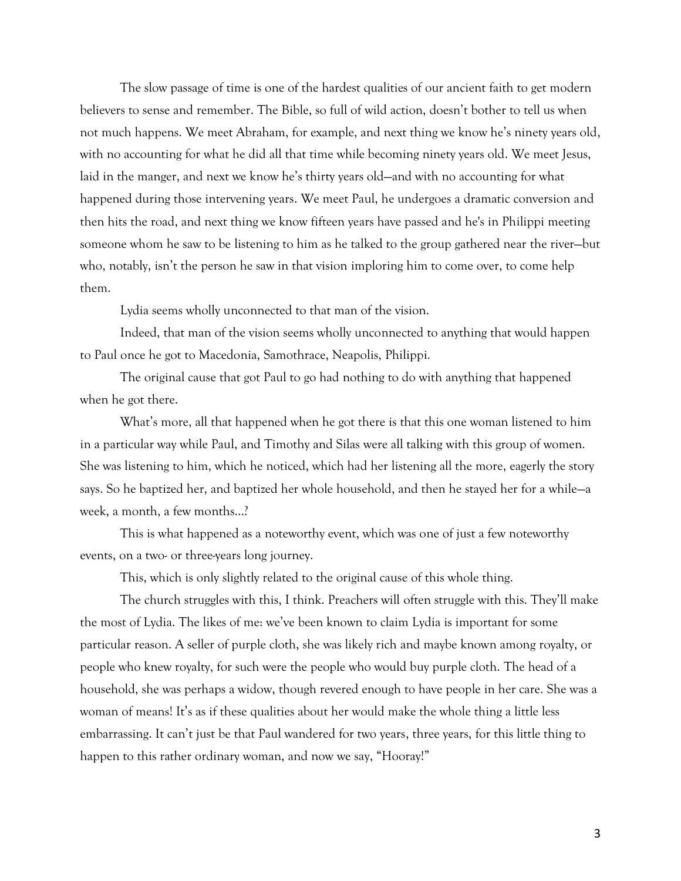The slow passage of time is one of the hardest qualities of our ancient faith to get modern believers to sense and remember. The Bible, so full of wild action, doesn't bother to tell us when not much happens. We meet Abraham, for example, and next thing we know he's ninety years old, with no accounting for what he did all that time while becoming ninety years old. We meet Jesus, laid in the manger, and next we know he's thirty years old—and with no accounting for what happened during those intervening years. We meet Paul, he undergoes a dramatic conversion and then hits the road, and next thing we know fifteen years have passed and he's in Philippi meeting someone whom he saw to be listening to him as he talked to the group gathered near the river—but who, notably, isn't the person he saw in that vision imploring him to come over, to come help them.

Lydia seems wholly unconnected to that man of the vision.

Indeed, that man of the vision seems wholly unconnected to anything that would happen to Paul once he got to Macedonia, Samothrace, Neapolis, Philippi.

The original cause that got Paul to go had nothing to do with anything that happened when he got there.

What's more, all that happened when he got there is that this one woman listened to him in a particular way while Paul, and Timothy and Silas were all talking with this group of women. She was listening to him, which he noticed, which had her listening all the more, eagerly the story says. So he baptized her, and baptized her whole household, and then he stayed her for a while—a week, a month, a few months…?

This is what happened as a noteworthy event, which was one of just a few noteworthy events, on a two- or three-years long journey.

This, which is only slightly related to the original cause of this whole thing.

The church struggles with this, I think. Preachers will often struggle with this. They'll make the most of Lydia. The likes of me: we've been known to claim Lydia is important for some particular reason. A seller of purple cloth, she was likely rich and maybe known among royalty, or people who knew royalty, for such were the people who would buy purple cloth. The head of a household, she was perhaps a widow, though revered enough to have people in her care. She was a woman of means! It's as if these qualities about her would make the whole thing a little less embarrassing. It can't just be that Paul wandered for two years, three years, for this little thing to happen to this rather ordinary woman, and now we say, "Hooray!"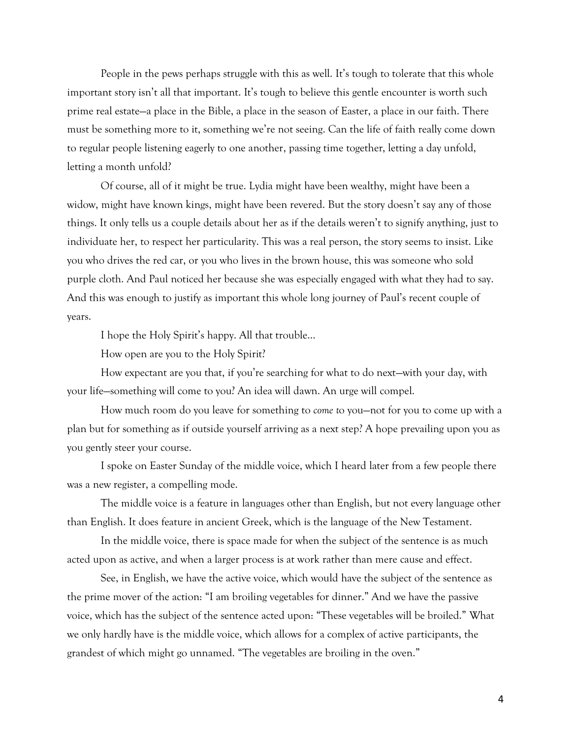People in the pews perhaps struggle with this as well. It's tough to tolerate that this whole important story isn't all that important. It's tough to believe this gentle encounter is worth such prime real estate—a place in the Bible, a place in the season of Easter, a place in our faith. There must be something more to it, something we're not seeing. Can the life of faith really come down to regular people listening eagerly to one another, passing time together, letting a day unfold, letting a month unfold?

Of course, all of it might be true. Lydia might have been wealthy, might have been a widow, might have known kings, might have been revered. But the story doesn't say any of those things. It only tells us a couple details about her as if the details weren't to signify anything, just to individuate her, to respect her particularity. This was a real person, the story seems to insist. Like you who drives the red car, or you who lives in the brown house, this was someone who sold purple cloth. And Paul noticed her because she was especially engaged with what they had to say. And this was enough to justify as important this whole long journey of Paul's recent couple of years.

I hope the Holy Spirit's happy. All that trouble…

How open are you to the Holy Spirit?

How expectant are you that, if you're searching for what to do next—with your day, with your life—something will come to you? An idea will dawn. An urge will compel.

How much room do you leave for something to *come to* you—not for you to come up with a plan but for something as if outside yourself arriving as a next step? A hope prevailing upon you as you gently steer your course.

I spoke on Easter Sunday of the middle voice, which I heard later from a few people there was a new register, a compelling mode.

The middle voice is a feature in languages other than English, but not every language other than English. It does feature in ancient Greek, which is the language of the New Testament.

In the middle voice, there is space made for when the subject of the sentence is as much acted upon as active, and when a larger process is at work rather than mere cause and effect.

See, in English, we have the active voice, which would have the subject of the sentence as the prime mover of the action: "I am broiling vegetables for dinner." And we have the passive voice, which has the subject of the sentence acted upon: "These vegetables will be broiled." What we only hardly have is the middle voice, which allows for a complex of active participants, the grandest of which might go unnamed. "The vegetables are broiling in the oven."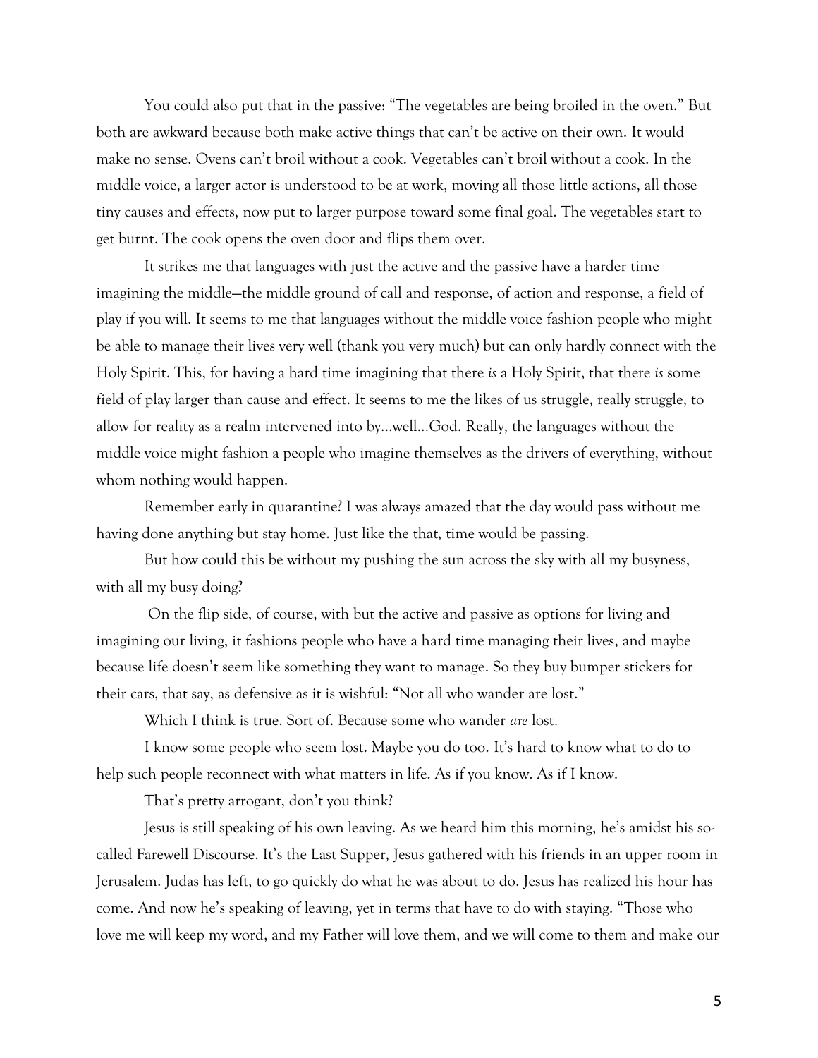You could also put that in the passive: "The vegetables are being broiled in the oven." But both are awkward because both make active things that can't be active on their own. It would make no sense. Ovens can't broil without a cook. Vegetables can't broil without a cook. In the middle voice, a larger actor is understood to be at work, moving all those little actions, all those tiny causes and effects, now put to larger purpose toward some final goal. The vegetables start to get burnt. The cook opens the oven door and flips them over.

It strikes me that languages with just the active and the passive have a harder time imagining the middle—the middle ground of call and response, of action and response, a field of play if you will. It seems to me that languages without the middle voice fashion people who might be able to manage their lives very well (thank you very much) but can only hardly connect with the Holy Spirit. This, for having a hard time imagining that there *is* a Holy Spirit, that there *is* some field of play larger than cause and effect. It seems to me the likes of us struggle, really struggle, to allow for reality as a realm intervened into by…well…God. Really, the languages without the middle voice might fashion a people who imagine themselves as the drivers of everything, without whom nothing would happen.

Remember early in quarantine? I was always amazed that the day would pass without me having done anything but stay home. Just like the that, time would be passing.

But how could this be without my pushing the sun across the sky with all my busyness, with all my busy doing?

On the flip side, of course, with but the active and passive as options for living and imagining our living, it fashions people who have a hard time managing their lives, and maybe because life doesn't seem like something they want to manage. So they buy bumper stickers for their cars, that say, as defensive as it is wishful: "Not all who wander are lost."

Which I think is true. Sort of. Because some who wander *are* lost.

I know some people who seem lost. Maybe you do too. It's hard to know what to do to help such people reconnect with what matters in life. As if you know. As if I know.

That's pretty arrogant, don't you think?

Jesus is still speaking of his own leaving. As we heard him this morning, he's amidst his so-called Farewell Discourse. It's the Last Supper, Jesus gathered with his friends in an upper room in Jerusalem. Judas has left, to go quickly do what he was about to do. Jesus has realized his hour has come. And now he's speaking of leaving, yet in terms that have to do with staying. "Those who love me will keep my word, and my Father will love them, and we will come to them and make our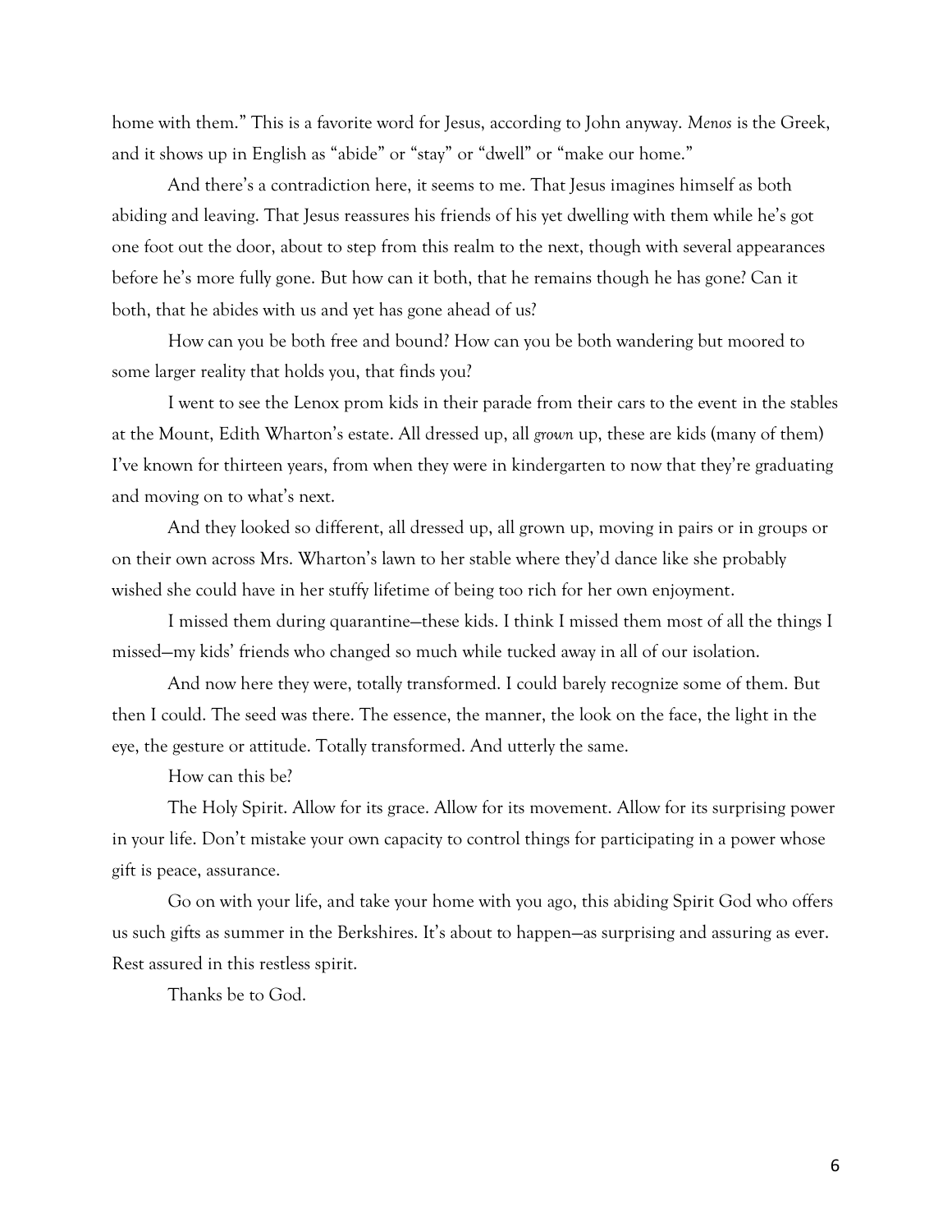home with them." This is a favorite word for Jesus, according to John anyway. *Menos* is the Greek, and it shows up in English as "abide" or "stay" or "dwell" or "make our home."

And there's a contradiction here, it seems to me. That Jesus imagines himself as both abiding and leaving. That Jesus reassures his friends of his yet dwelling with them while he's got one foot out the door, about to step from this realm to the next, though with several appearances before he's more fully gone. But how can it both, that he remains though he has gone? Can it both, that he abides with us and yet has gone ahead of us?

How can you be both free and bound? How can you be both wandering but moored to some larger reality that holds you, that finds you?

I went to see the Lenox prom kids in their parade from their cars to the event in the stables at the Mount, Edith Wharton's estate. All dressed up, all *grown* up, these are kids (many of them) I've known for thirteen years, from when they were in kindergarten to now that they're graduating and moving on to what's next.

And they looked so different, all dressed up, all grown up, moving in pairs or in groups or on their own across Mrs. Wharton's lawn to her stable where they'd dance like she probably wished she could have in her stuffy lifetime of being too rich for her own enjoyment.

I missed them during quarantine—these kids. I think I missed them most of all the things I missed—my kids' friends who changed so much while tucked away in all of our isolation.

And now here they were, totally transformed. I could barely recognize some of them. But then I could. The seed was there. The essence, the manner, the look on the face, the light in the eye, the gesture or attitude. Totally transformed. And utterly the same.

How can this be?

The Holy Spirit. Allow for its grace. Allow for its movement. Allow for its surprising power in your life. Don't mistake your own capacity to control things for participating in a power whose gift is peace, assurance.

Go on with your life, and take your home with you ago, this abiding Spirit God who offers us such gifts as summer in the Berkshires. It's about to happen—as surprising and assuring as ever. Rest assured in this restless spirit.

Thanks be to God.